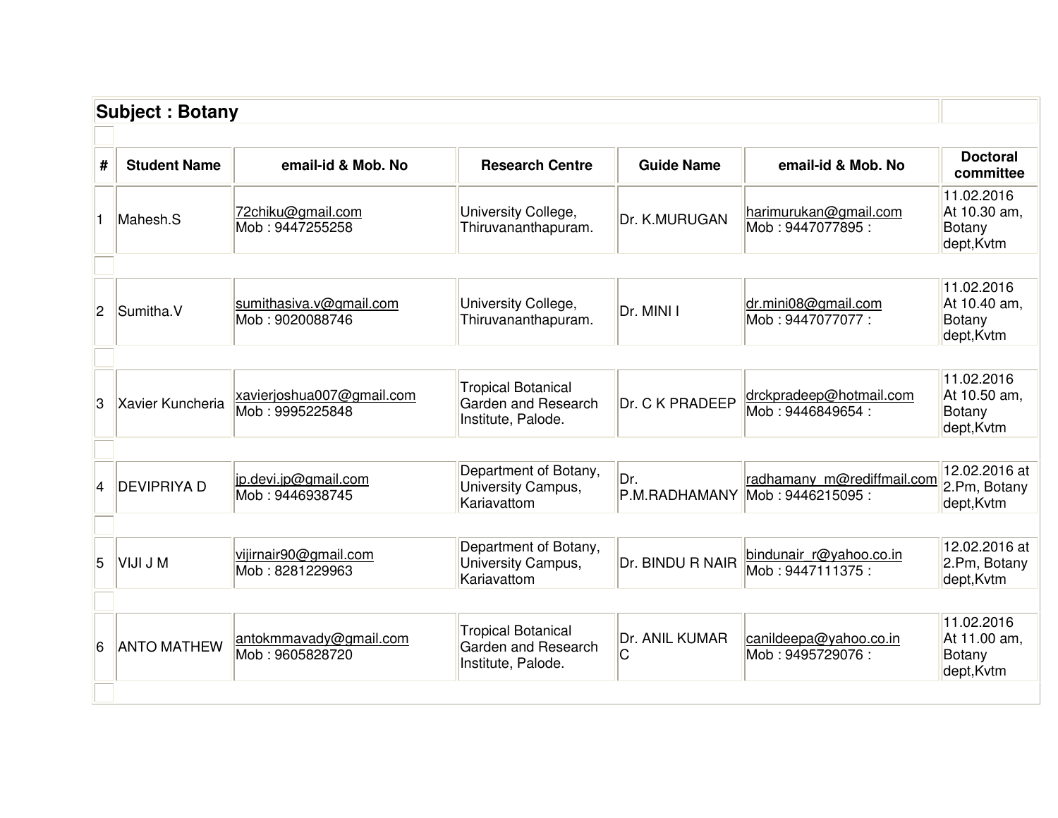## Subject : Botany

| # | Student Name | email-id & Mob. No | Research Centre | Guide Name | email-id & Mob. No | Doctoral committee |
|---|---|---|---|---|---|---|
| 1 | Mahesh.S | 72chiku@gmail.com Mob : 9447255258 | University College, Thiruvananthapuram. | Dr. K.MURUGAN | harimurukan@gmail.com Mob : 9447077895 : | 11.02.2016 At 10.30 am, Botany dept,Kvtm |
| 2 | Sumitha.V | sumithasiva.v@gmail.com Mob : 9020088746 | University College, Thiruvananthapuram. | Dr. MINI I | dr.mini08@gmail.com Mob : 9447077077 : | 11.02.2016 At 10.40 am, Botany dept,Kvtm |
| 3 | Xavier Kuncheria | xavierjoshua007@gmail.com Mob : 9995225848 | Tropical Botanical Garden and Research Institute, Palode. | Dr. C K PRADEEP | drckpradeep@hotmail.com Mob : 9446849654 : | 11.02.2016 At 10.50 am, Botany dept,Kvtm |
| 4 | DEVIPRIYA D | jp.devi.jp@gmail.com Mob : 9446938745 | Department of Botany, University Campus, Kariavattom | Dr. P.M.RADHAMANY | radhamany_m@rediffmail.com Mob : 9446215095 : | 12.02.2016 at 2.Pm, Botany dept,Kvtm |
| 5 | VIJI J M | vijirnair90@gmail.com Mob : 8281229963 | Department of Botany, University Campus, Kariavattom | Dr. BINDU R NAIR | bindunair_r@yahoo.co.in Mob : 9447111375 : | 12.02.2016 at 2.Pm, Botany dept,Kvtm |
| 6 | ANTO MATHEW | antokmmavady@gmail.com Mob : 9605828720 | Tropical Botanical Garden and Research Institute, Palode. | Dr. ANIL KUMAR C | canildeepa@yahoo.co.in Mob : 9495729076 : | 11.02.2016 At 11.00 am, Botany dept,Kvtm |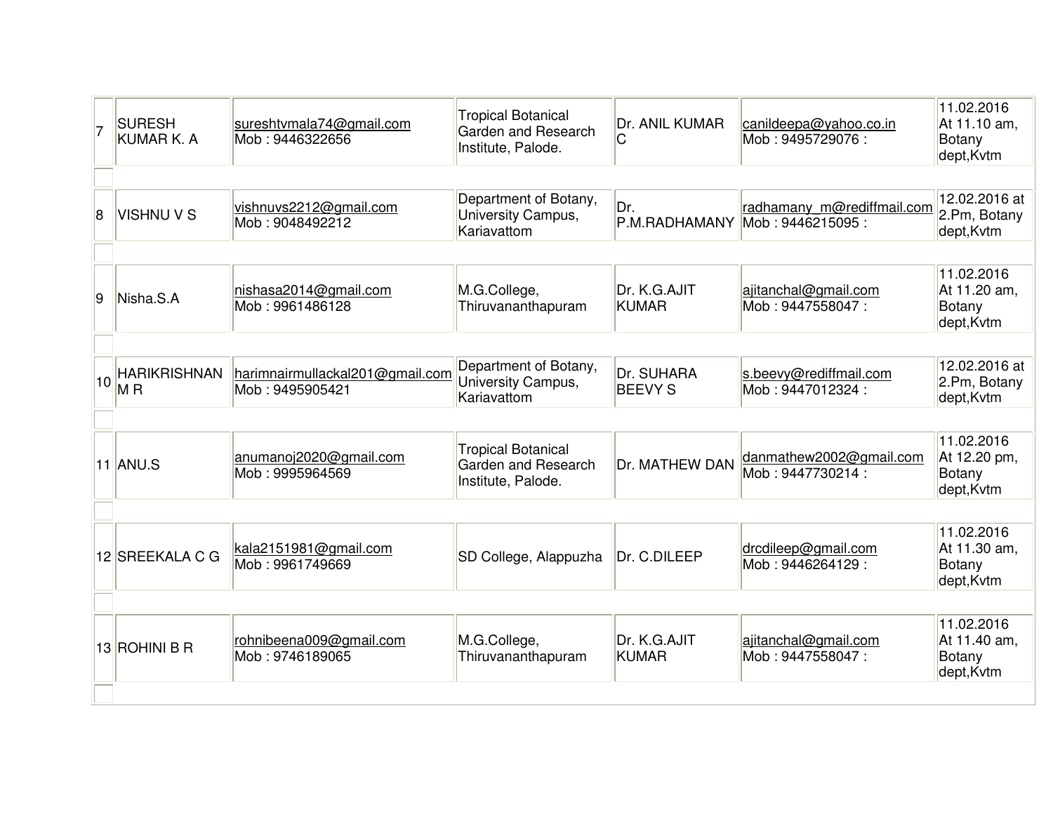| | | | | | | |
|---|---|---|---|---|---|---|
| 7 | SURESH KUMAR K. A | sureshtvmala74@gmail.com Mob : 9446322656 | Tropical Botanical Garden and Research Institute, Palode. | Dr. ANIL KUMAR C | canildeepa@yahoo.co.in Mob : 9495729076 : | 11.02.2016 At 11.10 am, Botany dept,Kvtm |
| | | | | | | |
| 8 | VISHNU V S | vishnuvs2212@gmail.com Mob : 9048492212 | Department of Botany, University Campus, Kariavattom | Dr. P.M.RADHAMANY | radhamany_m@rediffmail.com Mob : 9446215095 : | 12.02.2016 at 2.Pm, Botany dept,Kvtm |
| | | | | | | |
| 9 | Nisha.S.A | nishasa2014@gmail.com Mob : 9961486128 | M.G.College, Thiruvananthapuram | Dr. K.G.AJIT KUMAR | ajitanchal@gmail.com Mob : 9447558047 : | 11.02.2016 At 11.20 am, Botany dept,Kvtm |
| | | | | | | |
| 10 | HARIKRISHNAN M R | harimnairmullackal201@gmail.com Mob : 9495905421 | Department of Botany, University Campus, Kariavattom | Dr. SUHARA BEEVY S | s.beevy@rediffmail.com Mob : 9447012324 : | 12.02.2016 at 2.Pm, Botany dept,Kvtm |
| | | | | | | |
| 11 | ANU.S | anumanoj2020@gmail.com Mob : 9995964569 | Tropical Botanical Garden and Research Institute, Palode. | Dr. MATHEW DAN | danmathew2002@gmail.com Mob : 9447730214 : | 11.02.2016 At 12.20 pm, Botany dept,Kvtm |
| | | | | | | |
| 12 | SREEKALA C G | kala2151981@gmail.com Mob : 9961749669 | SD College, Alappuzha | Dr. C.DILEEP | drcdileep@gmail.com Mob : 9446264129 : | 11.02.2016 At 11.30 am, Botany dept,Kvtm |
| | | | | | | |
| 13 | ROHINI B R | rohnibeena009@gmail.com Mob : 9746189065 | M.G.College, Thiruvananthapuram | Dr. K.G.AJIT KUMAR | ajitanchal@gmail.com Mob : 9447558047 : | 11.02.2016 At 11.40 am, Botany dept,Kvtm |
| | | | | | | |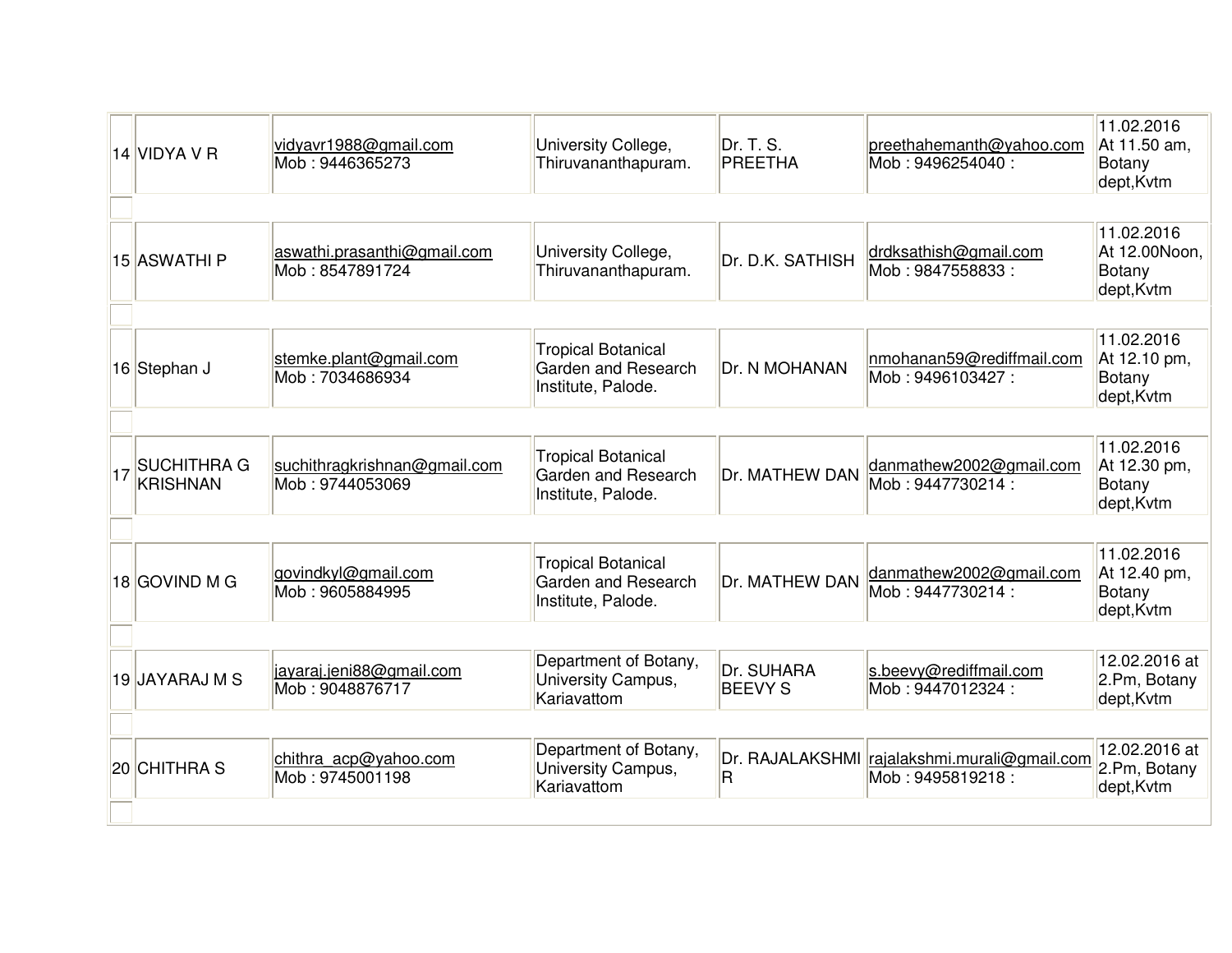| | | | | | | |
|---|---|---|---|---|---|---|
| 14 | VIDYA V R | vidyavr1988@gmail.com Mob : 9446365273 | University College, Thiruvananthapuram. | Dr. T. S. PREETHA | preethahemanth@yahoo.com Mob : 9496254040 : | 11.02.2016 At 11.50 am, Botany dept,Kvtm |
| 15 | ASWATHI P | aswathi.prasanthi@gmail.com Mob : 8547891724 | University College, Thiruvananthapuram. | Dr. D.K. SATHISH | drdksathish@gmail.com Mob : 9847558833 : | 11.02.2016 At 12.00Noon, Botany dept,Kvtm |
| 16 | Stephan J | stemke.plant@gmail.com Mob : 7034686934 | Tropical Botanical Garden and Research Institute, Palode. | Dr. N MOHANAN | nmohanan59@rediffmail.com Mob : 9496103427 : | 11.02.2016 At 12.10 pm, Botany dept,Kvtm |
| 17 | SUCHITHRA G KRISHNAN | suchithragkrishnan@gmail.com Mob : 9744053069 | Tropical Botanical Garden and Research Institute, Palode. | Dr. MATHEW DAN | danmathew2002@gmail.com Mob : 9447730214 : | 11.02.2016 At 12.30 pm, Botany dept,Kvtm |
| 18 | GOVIND M G | govindkyl@gmail.com Mob : 9605884995 | Tropical Botanical Garden and Research Institute, Palode. | Dr. MATHEW DAN | danmathew2002@gmail.com Mob : 9447730214 : | 11.02.2016 At 12.40 pm, Botany dept,Kvtm |
| 19 | JAYARAJ M S | jayaraj.jeni88@gmail.com Mob : 9048876717 | Department of Botany, University Campus, Kariavattom | Dr. SUHARA BEEVY S | s.beevy@rediffmail.com Mob : 9447012324 : | 12.02.2016 at 2.Pm, Botany dept,Kvtm |
| 20 | CHITHRA S | chithra_acp@yahoo.com Mob : 9745001198 | Department of Botany, University Campus, Kariavattom | Dr. RAJALAKSHMI R | rajalakshmi.murali@gmail.com Mob : 9495819218 : | 12.02.2016 at 2.Pm, Botany dept,Kvtm |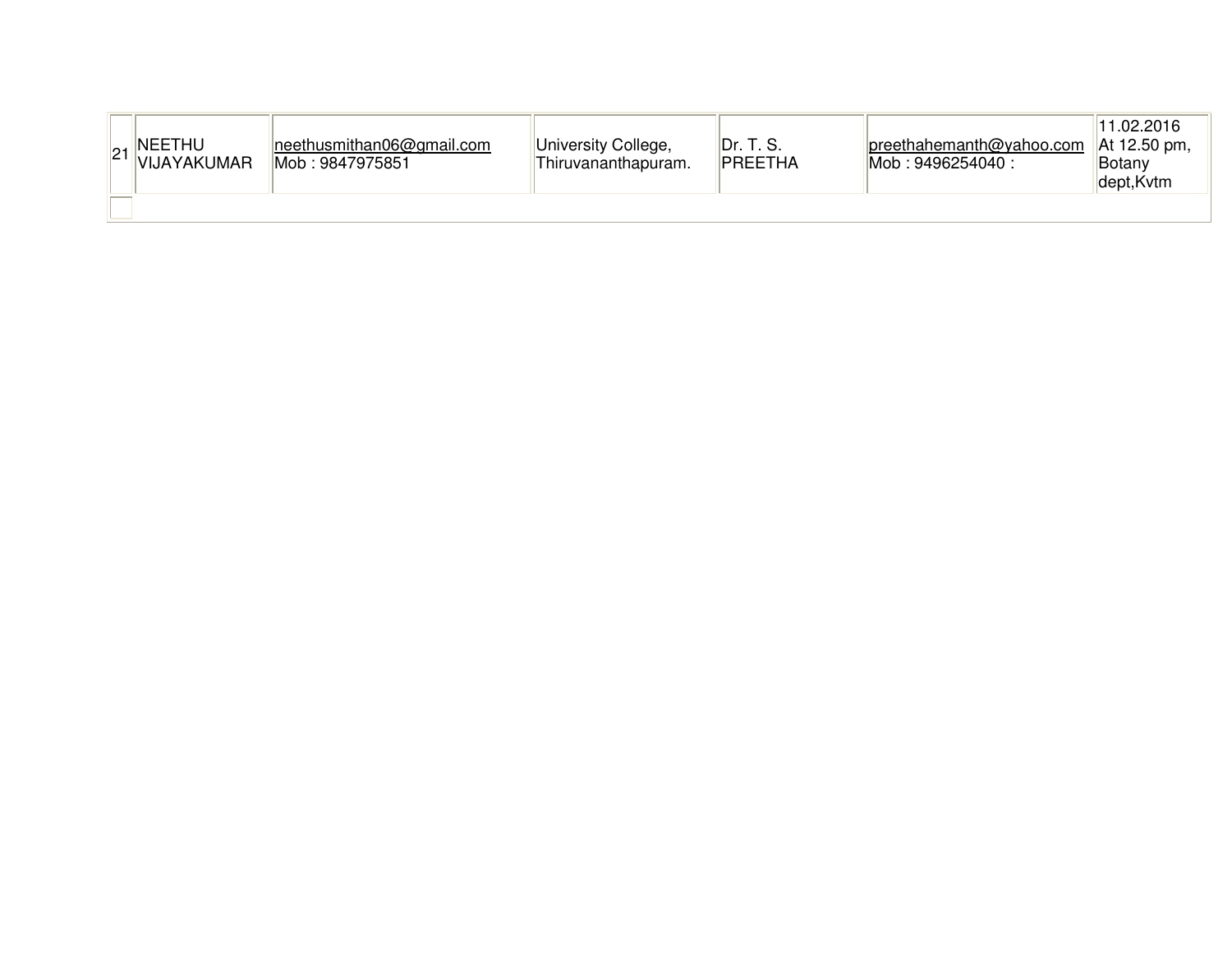| | | | | | | |
|---|---|---|---|---|---|---|
| 21 | NEETHU VIJAYAKUMAR | neethusmithan06@gmail.com Mob : 9847975851 | University College, Thiruvananthapuram. | Dr. T. S. PREETHA | preethahemanth@yahoo.com Mob : 9496254040 : | 11.02.2016 At 12.50 pm, Botany dept,Kvtm |
| | | | | | | |